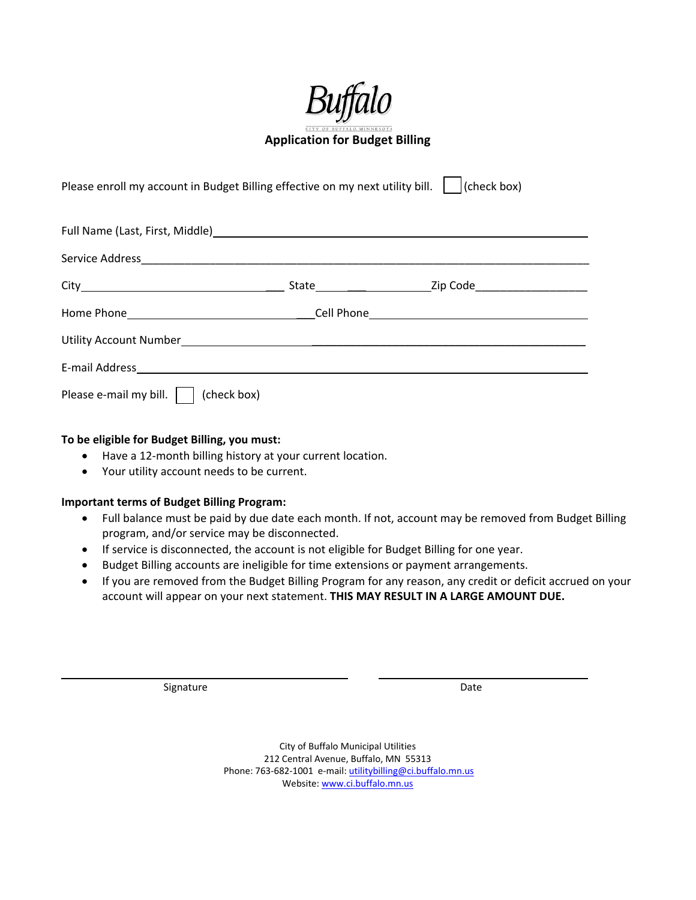Buffalo

CITY OF BUFFALO, MINNESOTA

# Application for Budget Billing

Please enroll my account in Budget Billing effective on my next utility bill. ☐ (check box)

Full Name (Last, First, Middle)\_\_\_\_\_\_\_\_\_\_\_\_\_\_\_\_\_\_\_\_\_\_\_\_\_\_\_\_\_\_\_\_\_\_\_\_\_\_\_\_

Service Address\_\_\_\_\_\_\_\_\_\_\_\_\_\_\_\_\_\_\_\_\_\_\_\_\_\_\_\_\_\_\_\_\_\_\_\_\_\_\_\_\_\_\_\_\_\_\_\_

City\_\_\_\_\_\_\_\_\_\_\_\_\_\_\_\_\_\_\_\_ State\_\_\_\_\_\_\_\_ Zip Code\_\_\_\_\_\_\_\_\_\_\_\_

Home Phone\_\_\_\_\_\_\_\_\_\_\_\_\_\_\_\_\_\_\_\_ Cell Phone\_\_\_\_\_\_\_\_\_\_\_\_\_\_\_\_\_\_\_\_

Utility Account Number\_\_\_\_\_\_\_\_\_\_\_\_\_\_\_\_\_\_\_\_\_\_\_\_\_\_\_\_\_\_\_\_\_\_\_\_\_\_\_\_

E-mail Address\_\_\_\_\_\_\_\_\_\_\_\_\_\_\_\_\_\_\_\_\_\_\_\_\_\_\_\_\_\_\_\_\_\_\_\_\_\_\_\_\_\_\_\_\_\_

Please e-mail my bill. ☐ (check box)

**To be eligible for Budget Billing, you must:**

- Have a 12-month billing history at your current location.
- Your utility account needs to be current.

**Important terms of Budget Billing Program:**

- Full balance must be paid by due date each month. If not, account may be removed from Budget Billing program, and/or service may be disconnected.
- If service is disconnected, the account is not eligible for Budget Billing for one year.
- Budget Billing accounts are ineligible for time extensions or payment arrangements.
- If you are removed from the Budget Billing Program for any reason, any credit or deficit accrued on your account will appear on your next statement. **THIS MAY RESULT IN A LARGE AMOUNT DUE.**

\_\_\_\_\_\_\_\_\_\_\_\_\_\_\_\_\_\_\_\_\_\_\_\_\_\_\_\_\_\_ \_\_\_\_\_\_\_\_\_\_\_\_\_\_\_\_\_\_\_\_

Signature Date

City of Buffalo Municipal Utilities
212 Central Avenue, Buffalo, MN 55313
Phone: 763-682-1001 e-mail: utilitybilling@ci.buffalo.mn.us
Website: www.ci.buffalo.mn.us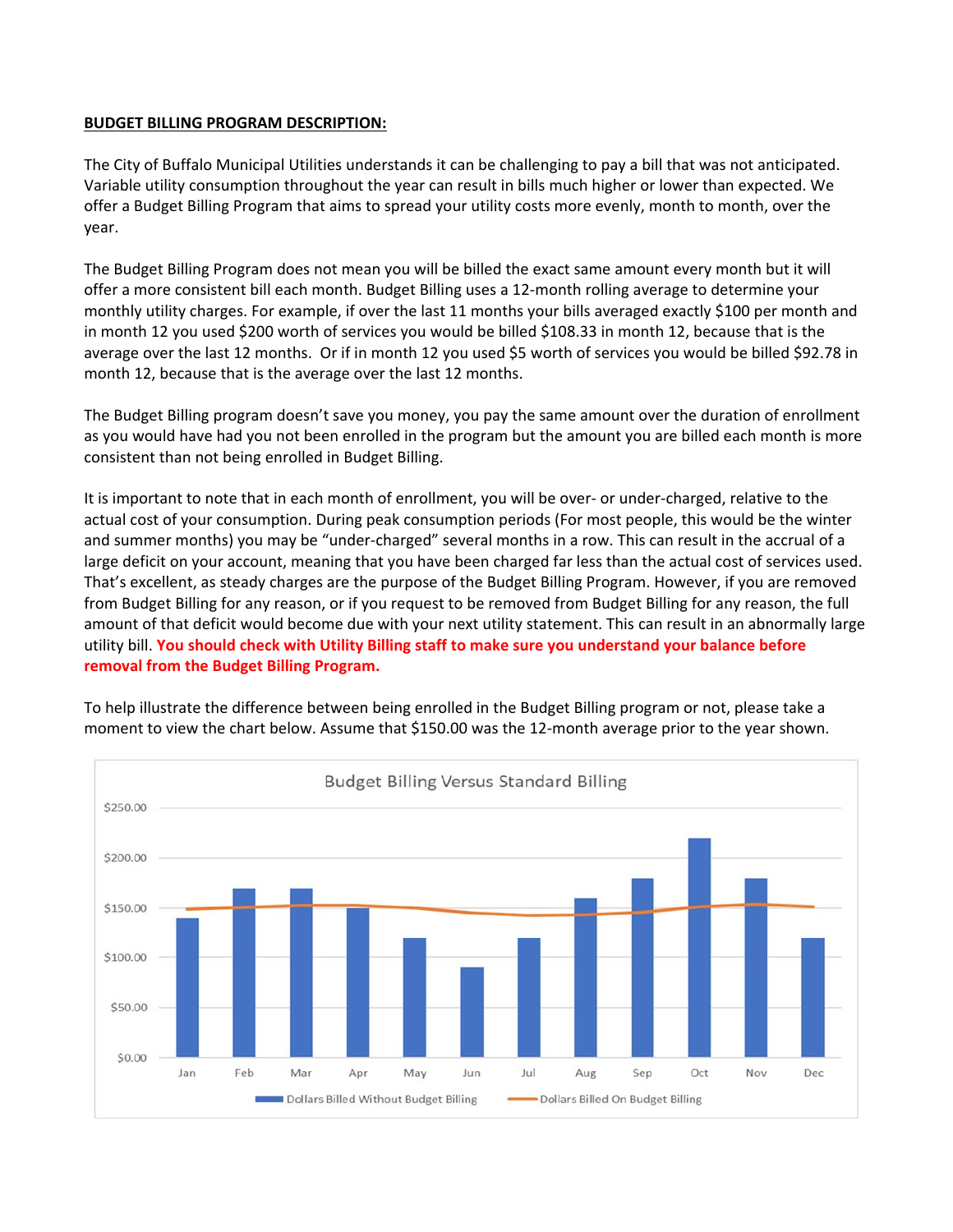**BUDGET BILLING PROGRAM DESCRIPTION:**

The City of Buffalo Municipal Utilities understands it can be challenging to pay a bill that was not anticipated. Variable utility consumption throughout the year can result in bills much higher or lower than expected. We offer a Budget Billing Program that aims to spread your utility costs more evenly, month to month, over the year.

The Budget Billing Program does not mean you will be billed the exact same amount every month but it will offer a more consistent bill each month. Budget Billing uses a 12-month rolling average to determine your monthly utility charges. For example, if over the last 11 months your bills averaged exactly $100 per month and in month 12 you used $200 worth of services you would be billed $108.33 in month 12, because that is the average over the last 12 months. Or if in month 12 you used $5 worth of services you would be billed $92.78 in month 12, because that is the average over the last 12 months.

The Budget Billing program doesn't save you money, you pay the same amount over the duration of enrollment as you would have had you not been enrolled in the program but the amount you are billed each month is more consistent than not being enrolled in Budget Billing.

It is important to note that in each month of enrollment, you will be over- or under-charged, relative to the actual cost of your consumption. During peak consumption periods (For most people, this would be the winter and summer months) you may be "under-charged" several months in a row. This can result in the accrual of a large deficit on your account, meaning that you have been charged far less than the actual cost of services used. That's excellent, as steady charges are the purpose of the Budget Billing Program. However, if you are removed from Budget Billing for any reason, or if you request to be removed from Budget Billing for any reason, the full amount of that deficit would become due with your next utility statement. This can result in an abnormally large utility bill. **You should check with Utility Billing staff to make sure you understand your balance before removal from the Budget Billing Program.**

To help illustrate the difference between being enrolled in the Budget Billing program or not, please take a moment to view the chart below. Assume that $150.00 was the 12-month average prior to the year shown.

Budget Billing Versus Standard Billing

$250.00
$200.00
$150.00
$100.00
$50.00
$0.00

Jan Feb Mar Apr May Jun Jul Aug Sep Oct Nov Dec

Dollars Billed Without Budget Billing
Dollars Billed On Budget Billing